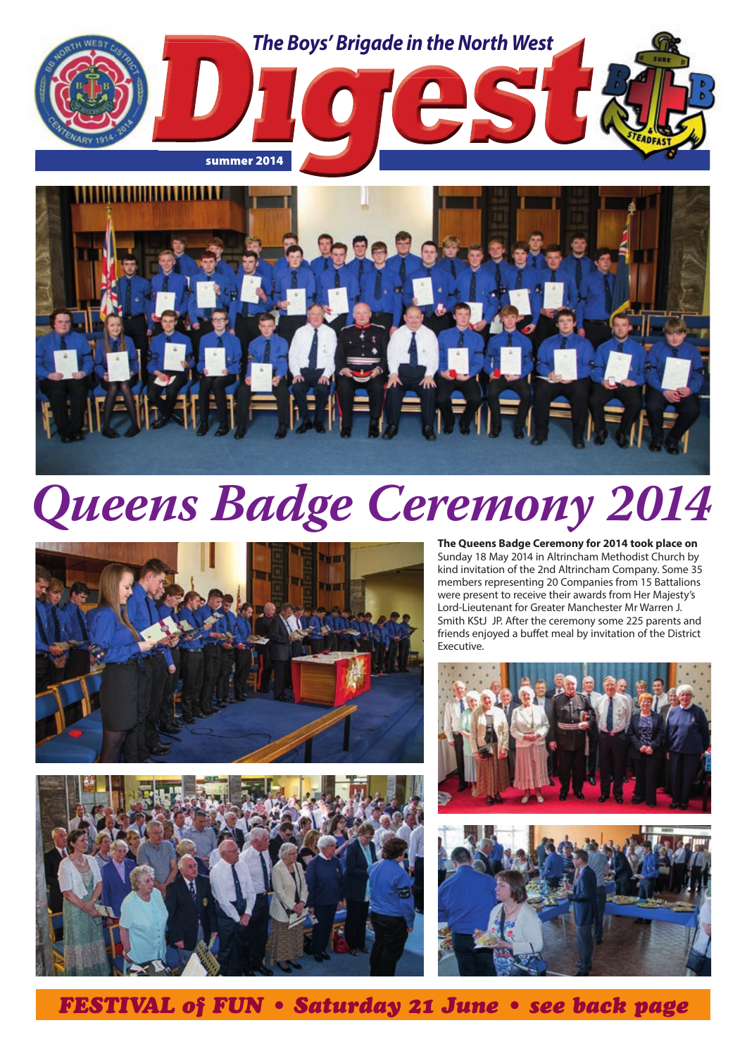The Boys' Brigade in the North West

# Digest

summer 2014

# Queens Badge Ceremony 2014

**The Queens Badge Ceremony for 2014 took place on** Sunday 18 May 2014 in Altrincham Methodist Church by kind invitation of the 2nd Altrincham Company. Some 35 members representing 20 Companies from 15 Battalions were present to receive their awards from Her Majesty's Lord-Lieutenant for Greater Manchester Mr Warren J. Smith KStJ JP. After the ceremony some 225 parents and friends enjoyed a buffet meal by invitation of the District Executive.

***FESTIVAL of FUN • Saturday 21 June • see back page***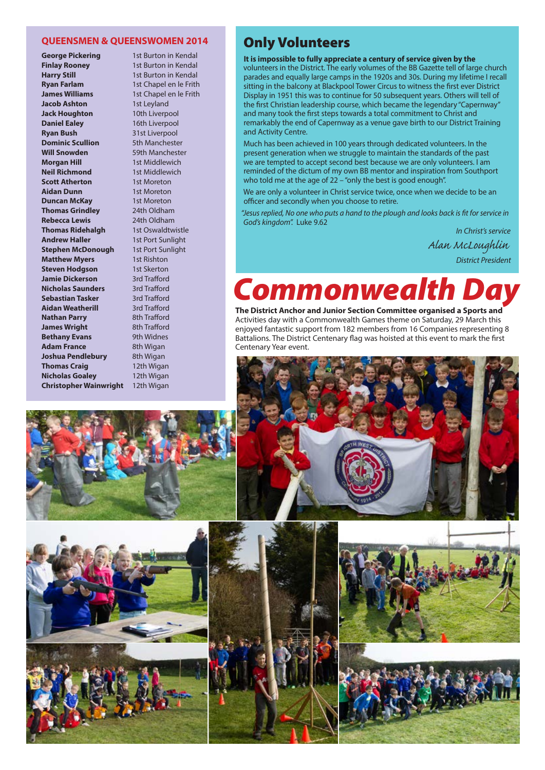## QUEENSMEN & QUEENSWOMEN 2014

| Name | Company |
|---|---|
| **George Pickering** | 1st Burton in Kendal |
| **Finlay Rooney** | 1st Burton in Kendal |
| **Harry Still** | 1st Burton in Kendal |
| **Ryan Farlam** | 1st Chapel en le Frith |
| **James Williams** | 1st Chapel en le Frith |
| **Jacob Ashton** | 1st Leyland |
| **Jack Houghton** | 10th Liverpool |
| **Daniel Ealey** | 16th Liverpool |
| **Ryan Bush** | 31st Liverpool |
| **Dominic Scullion** | 5th Manchester |
| **Will Snowden** | 59th Manchester |
| **Morgan Hill** | 1st Middlewich |
| **Neil Richmond** | 1st Middlewich |
| **Scott Atherton** | 1st Moreton |
| **Aidan Dunn** | 1st Moreton |
| **Duncan McKay** | 1st Moreton |
| **Thomas Grindley** | 24th Oldham |
| **Rebecca Lewis** | 24th Oldham |
| **Thomas Ridehalgh** | 1st Oswaldtwistle |
| **Andrew Haller** | 1st Port Sunlight |
| **Stephen McDonough** | 1st Port Sunlight |
| **Matthew Myers** | 1st Rishton |
| **Steven Hodgson** | 1st Skerton |
| **Jamie Dickerson** | 3rd Trafford |
| **Nicholas Saunders** | 3rd Trafford |
| **Sebastian Tasker** | 3rd Trafford |
| **Aidan Weatherill** | 3rd Trafford |
| **Nathan Parry** | 8th Trafford |
| **James Wright** | 8th Trafford |
| **Bethany Evans** | 9th Widnes |
| **Adam France** | 8th Wigan |
| **Joshua Pendlebury** | 8th Wigan |
| **Thomas Craig** | 12th Wigan |
| **Nicholas Goaley** | 12th Wigan |
| **Christopher Wainwright** | 12th Wigan |

## Only Volunteers

**It is impossible to fully appreciate a century of service given by the** volunteers in the District. The early volumes of the BB Gazette tell of large church parades and equally large camps in the 1920s and 30s. During my lifetime I recall sitting in the balcony at Blackpool Tower Circus to witness the first ever District Display in 1951 this was to continue for 50 subsequent years. Others will tell of the first Christian leadership course, which became the legendary "Capernway" and many took the first steps towards a total commitment to Christ and remarkably the end of Capernway as a venue gave birth to our District Training and Activity Centre.

Much has been achieved in 100 years through dedicated volunteers. In the present generation when we struggle to maintain the standards of the past we are tempted to accept second best because we are only volunteers. I am reminded of the dictum of my own BB mentor and inspiration from Southport who told me at the age of 22 – "only the best is good enough".

We are only a volunteer in Christ service twice, once when we decide to be an officer and secondly when you choose to retire.

*"Jesus replied, No one who puts a hand to the plough and looks back is fit for service in God's kingdom".* Luke 9.62

*In Christ's service*

*Alan McLoughlin*

*District President*

# Commonwealth Day

**The District Anchor and Junior Section Committee organised a Sports and** Activities day with a Commonwealth Games theme on Saturday, 29 March this enjoyed fantastic support from 182 members from 16 Companies representing 8 Battalions. The District Centenary flag was hoisted at this event to mark the first Centenary Year event.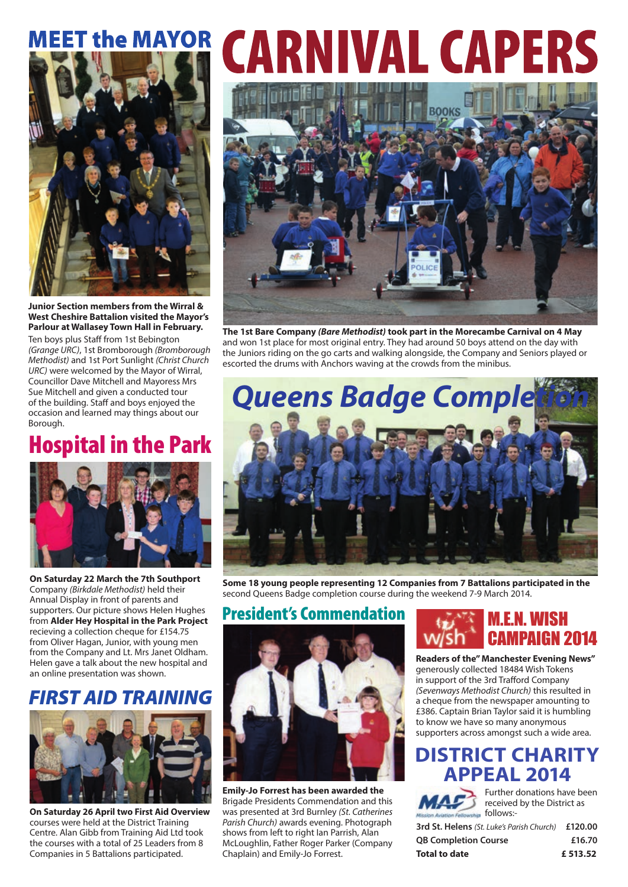## MEET the MAYOR

**Junior Section members from the Wirral & West Cheshire Battalion visited the Mayor's Parlour at Wallasey Town Hall in February.**
Ten boys plus Staff from 1st Bebington *(Grange URC)*, 1st Bromborough *(Bromborough Methodist)* and 1st Port Sunlight *(Christ Church URC)* were welcomed by the Mayor of Wirral, Councillor Dave Mitchell and Mayoress Mrs Sue Mitchell and given a conducted tour of the building. Staff and boys enjoyed the occasion and learned may things about our Borough.

# CARNIVAL CAPERS

**The 1st Bare Company *(Bare Methodist)* took part in the Morecambe Carnival on 4 May** and won 1st place for most original entry. They had around 50 boys attend on the day with the Juniors riding on the go carts and walking alongside, the Company and Seniors played or escorted the drums with Anchors waving at the crowds from the minibus.

## Hospital in the Park

**On Saturday 22 March the 7th Southport** Company *(Birkdale Methodist)* held their Annual Display in front of parents and supporters. Our picture shows Helen Hughes from **Alder Hey Hospital in the Park Project** recieving a collection cheque for £154.75 from Oliver Hagan, Junior, with young men from the Company and Lt. Mrs Janet Oldham. Helen gave a talk about the new hospital and an online presentation was shown.

## Queens Badge Completion

**Some 18 young people representing 12 Companies from 7 Battalions participated in the** second Queens Badge completion course during the weekend 7-9 March 2014.

## FIRST AID TRAINING

**On Saturday 26 April two First Aid Overview** courses were held at the District Training Centre. Alan Gibb from Training Aid Ltd took the courses with a total of 25 Leaders from 8 Companies in 5 Battalions participated.

## President's Commendation

**Emily-Jo Forrest has been awarded the** Brigade Presidents Commendation and this was presented at 3rd Burnley *(St. Catherines Parish Church)* awards evening. Photograph shows from left to right Ian Parrish, Alan McLoughlin, Father Roger Parker (Company Chaplain) and Emily-Jo Forrest.

## M.E.N. WISH CAMPAIGN 2014

**Readers of the" Manchester Evening News"** generously collected 18484 Wish Tokens in support of the 3rd Trafford Company *(Sevenways Methodist Church)* this resulted in a cheque from the newspaper amounting to £386. Captain Brian Taylor said it is humbling to know we have so many anonymous supporters across amongst such a wide area.

## DISTRICT CHARITY APPEAL 2014

MAF Mission Aviation Fellowship

Further donations have been received by the District as follows:-

| | |
|---|---|
| **3rd St. Helens** *(St. Luke's Parish Church)* | **£120.00** |
| **QB Completion Course** | **£16.70** |
| **Total to date** | **£ 513.52** |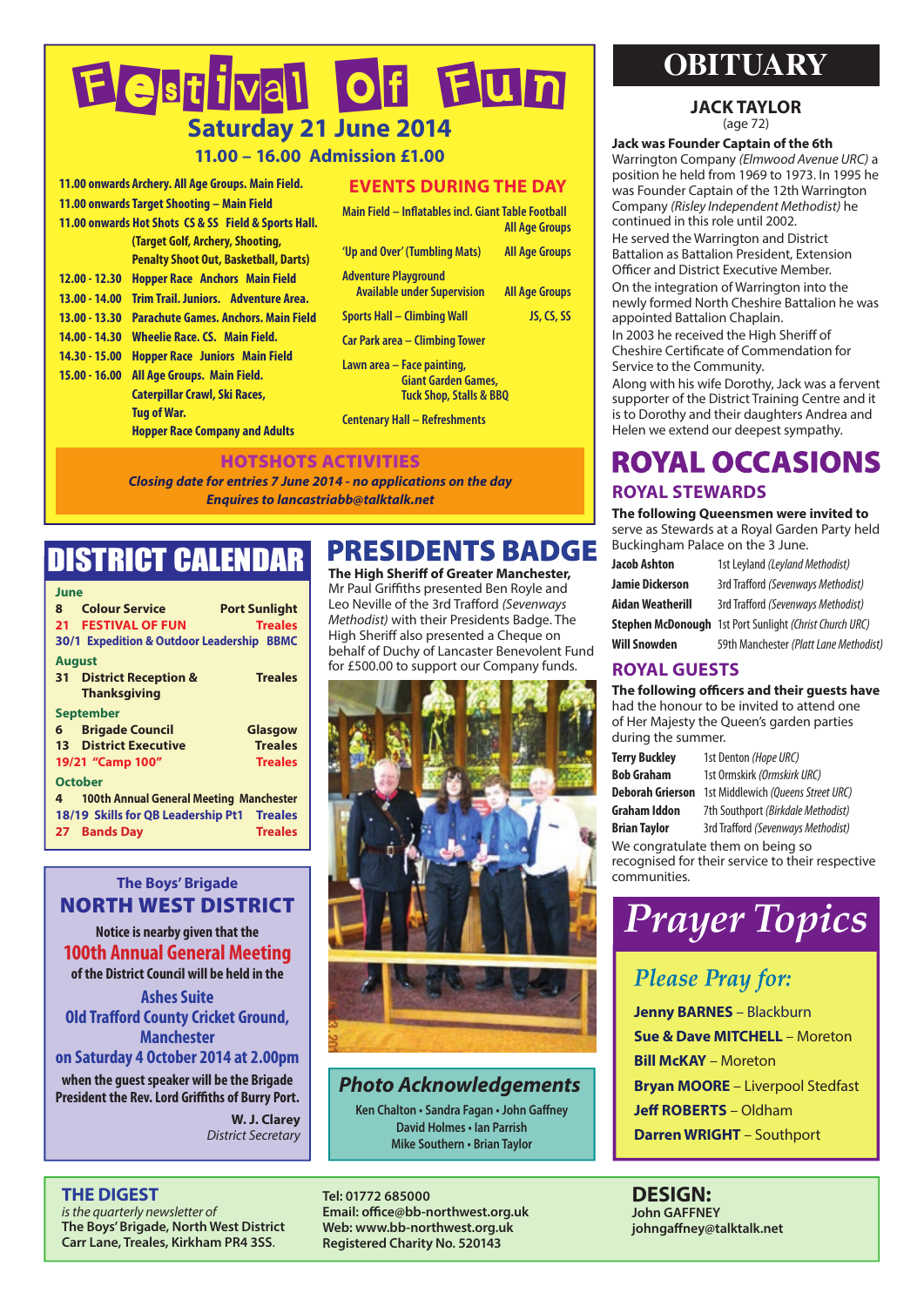# Festival Of Fun

## Saturday 21 June 2014

### 11.00 – 16.00 Admission £1.00

11.00 onwards Archery. All Age Groups. Main Field.
11.00 onwards Target Shooting – Main Field
11.00 onwards Hot Shots CS & SS Field & Sports Hall. (Target Golf, Archery, Shooting, Penalty Shoot Out, Basketball, Darts)
12.00 - 12.30 Hopper Race Anchors Main Field
13.00 - 14.00 Trim Trail. Juniors. Adventure Area.
13.00 - 13.30 Parachute Games. Anchors. Main Field
14.00 - 14.30 Wheelie Race. CS. Main Field.
14.30 - 15.00 Hopper Race Juniors Main Field
15.00 - 16.00 All Age Groups. Main Field. Caterpillar Crawl, Ski Races, Tug of War. Hopper Race Company and Adults

### EVENTS DURING THE DAY

Main Field – Inflatables incl. Giant Table Football — All Age Groups
'Up and Over' (Tumbling Mats) — All Age Groups
Adventure Playground Available under Supervision — All Age Groups
Sports Hall – Climbing Wall — JS, CS, SS
Car Park area – Climbing Tower
Lawn area – Face painting, Giant Garden Games, Tuck Shop, Stalls & BBQ
Centenary Hall – Refreshments

### HOTSHOTS ACTIVITIES

*Closing date for entries 7 June 2014 - no applications on the day*
*Enquires to lancastriabb@talktalk.net*

# DISTRICT CALENDAR

**June**
8 Colour Service — Port Sunlight
21 FESTIVAL OF FUN — Treales
30/1 Expedition & Outdoor Leadership — BBMC

**August**
31 District Reception & Thanksgiving — Treales

**September**
6 Brigade Council — Glasgow
13 District Executive — Treales
19/21 "Camp 100" — Treales

**October**
4 100th Annual General Meeting — Manchester
18/19 Skills for QB Leadership Pt1 — Treales
27 Bands Day — Treales

## The Boys' Brigade NORTH WEST DISTRICT

Notice is nearby given that the
**100th Annual General Meeting**
of the District Council will be held in the
**Ashes Suite**
**Old Trafford County Cricket Ground, Manchester**
**on Saturday 4 October 2014 at 2.00pm**
when the guest speaker will be the Brigade President the Rev. Lord Griffiths of Burry Port.

W. J. Clarey
*District Secretary*

# PRESIDENTS BADGE

**The High Sheriff of Greater Manchester,** Mr Paul Griffiths presented Ben Royle and Leo Neville of the 3rd Trafford *(Sevenways Methodist)* with their Presidents Badge. The High Sheriff also presented a Cheque on behalf of Duchy of Lancaster Benevolent Fund for £500.00 to support our Company funds.

## Photo Acknowledgements

Ken Chalton • Sandra Fagan • John Gaffney
David Holmes • Ian Parrish
Mike Southern • Brian Taylor

# OBITUARY

## JACK TAYLOR
(age 72)

**Jack was Founder Captain of the 6th** Warrington Company *(Elmwood Avenue URC)* a position he held from 1969 to 1973. In 1995 he was Founder Captain of the 12th Warrington Company *(Risley Independent Methodist)* he continued in this role until 2002.

He served the Warrington and District Battalion as Battalion President, Extension Officer and District Executive Member.

On the integration of Warrington into the newly formed North Cheshire Battalion he was appointed Battalion Chaplain.

In 2003 he received the High Sheriff of Cheshire Certificate of Commendation for Service to the Community.

Along with his wife Dorothy, Jack was a fervent supporter of the District Training Centre and it is to Dorothy and their daughters Andrea and Helen we extend our deepest sympathy.

# ROYAL OCCASIONS

## ROYAL STEWARDS

**The following Queensmen were invited to** serve as Stewards at a Royal Garden Party held Buckingham Palace on the 3 June.

| | |
|---|---|
| Jacob Ashton | 1st Leyland *(Leyland Methodist)* |
| Jamie Dickerson | 3rd Trafford *(Sevenways Methodist)* |
| Aidan Weatherill | 3rd Trafford *(Sevenways Methodist)* |
| Stephen McDonough | 1st Port Sunlight *(Christ Church URC)* |
| Will Snowden | 59th Manchester *(Platt Lane Methodist)* |

## ROYAL GUESTS

**The following officers and their guests have** had the honour to be invited to attend one of Her Majesty the Queen's garden parties during the summer.

| | |
|---|---|
| Terry Buckley | 1st Denton *(Hope URC)* |
| Bob Graham | 1st Ormskirk *(Ormskirk URC)* |
| Deborah Grierson | 1st Middlewich *(Queens Street URC)* |
| Graham Iddon | 7th Southport *(Birkdale Methodist)* |
| Brian Taylor | 3rd Trafford *(Sevenways Methodist)* |

We congratulate them on being so recognised for their service to their respective communities.

# Prayer Topics

## *Please Pray for:*

**Jenny BARNES** – Blackburn
**Sue & Dave MITCHELL** – Moreton
**Bill McKAY** – Moreton
**Bryan MOORE** – Liverpool Stedfast
**Jeff ROBERTS** – Oldham
**Darren WRIGHT** – Southport

**THE DIGEST**
*is the quarterly newsletter of*
**The Boys' Brigade, North West District**
**Carr Lane, Treales, Kirkham PR4 3SS.**

**Tel: 01772 685000**
**Email: office@bb-northwest.org.uk**
**Web: www.bb-northwest.org.uk**
**Registered Charity No. 520143**

**DESIGN:**
**John GAFFNEY**
**johngaffney@talktalk.net**